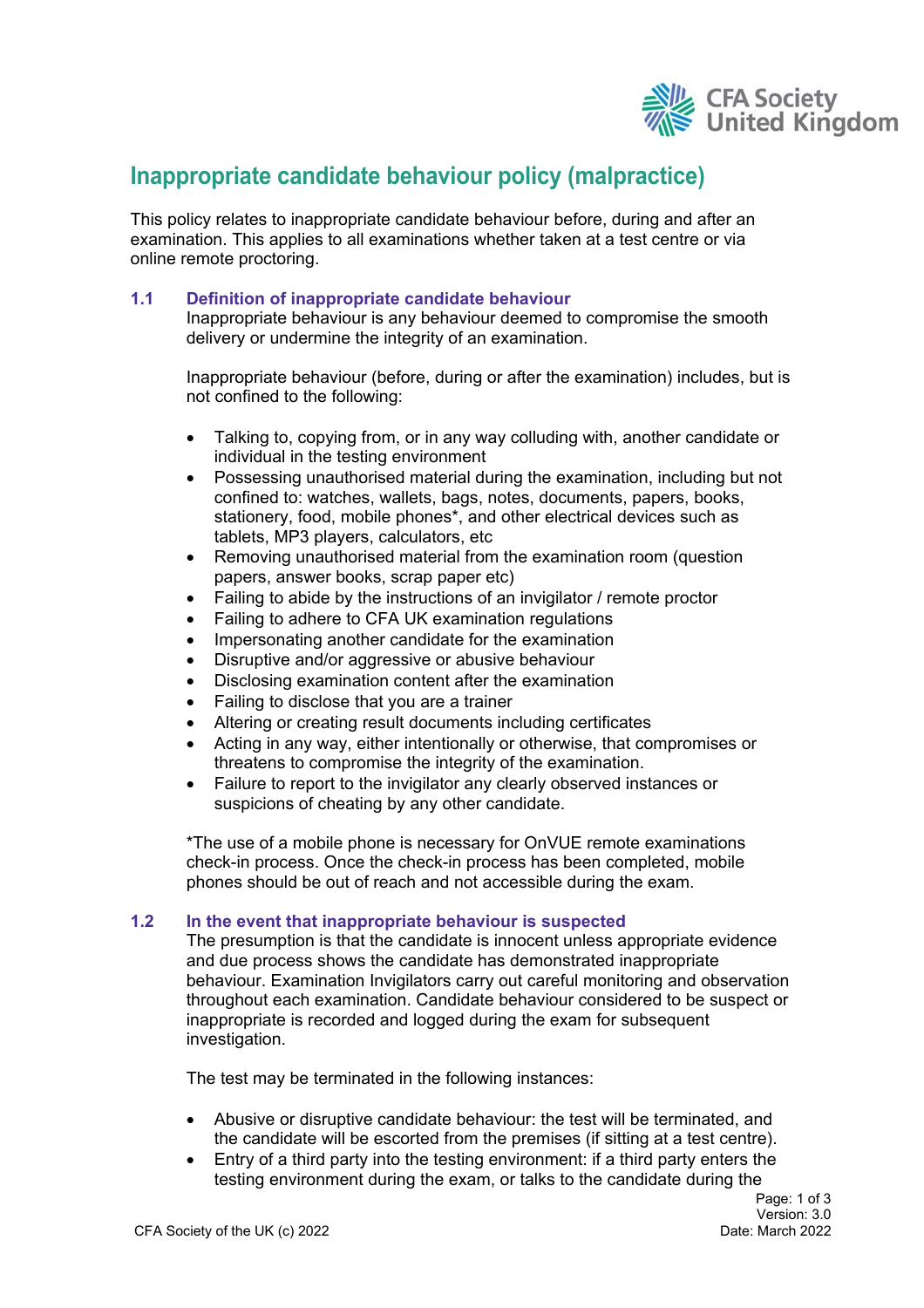# Inappropriate candidate behaviour policy (malpractice)

This policy relates to inappropriate candidate behaviour before, during and after an examination. This applies to all examinations whether taken at a test centre or via online remote proctoring.

## 1.1 Definition of inappropriate candidate behaviour

Inappropriate behaviour is any behaviour deemed to compromise the smooth delivery or undermine the integrity of an examination.

Inappropriate behaviour (before, during or after the examination) includes, but is not confined to the following:

- Talking to, copying from, or in any way colluding with, another candidate or individual in the testing environment
- Possessing unauthorised material during the examination, including but not confined to: watches, wallets, bags, notes, documents, papers, books, stationery, food, mobile phones*, and other electrical devices such as tablets, MP3 players, calculators, etc
- Removing unauthorised material from the examination room (question papers, answer books, scrap paper etc)
- Failing to abide by the instructions of an invigilator / remote proctor
- Failing to adhere to CFA UK examination regulations
- Impersonating another candidate for the examination
- Disruptive and/or aggressive or abusive behaviour
- Disclosing examination content after the examination
- Failing to disclose that you are a trainer
- Altering or creating result documents including certificates
- Acting in any way, either intentionally or otherwise, that compromises or threatens to compromise the integrity of the examination.
- Failure to report to the invigilator any clearly observed instances or suspicions of cheating by any other candidate.

*The use of a mobile phone is necessary for OnVUE remote examinations check-in process. Once the check-in process has been completed, mobile phones should be out of reach and not accessible during the exam.

## 1.2 In the event that inappropriate behaviour is suspected

The presumption is that the candidate is innocent unless appropriate evidence and due process shows the candidate has demonstrated inappropriate behaviour. Examination Invigilators carry out careful monitoring and observation throughout each examination. Candidate behaviour considered to be suspect or inappropriate is recorded and logged during the exam for subsequent investigation.

The test may be terminated in the following instances:

- Abusive or disruptive candidate behaviour: the test will be terminated, and the candidate will be escorted from the premises (if sitting at a test centre).
- Entry of a third party into the testing environment: if a third party enters the testing environment during the exam, or talks to the candidate during the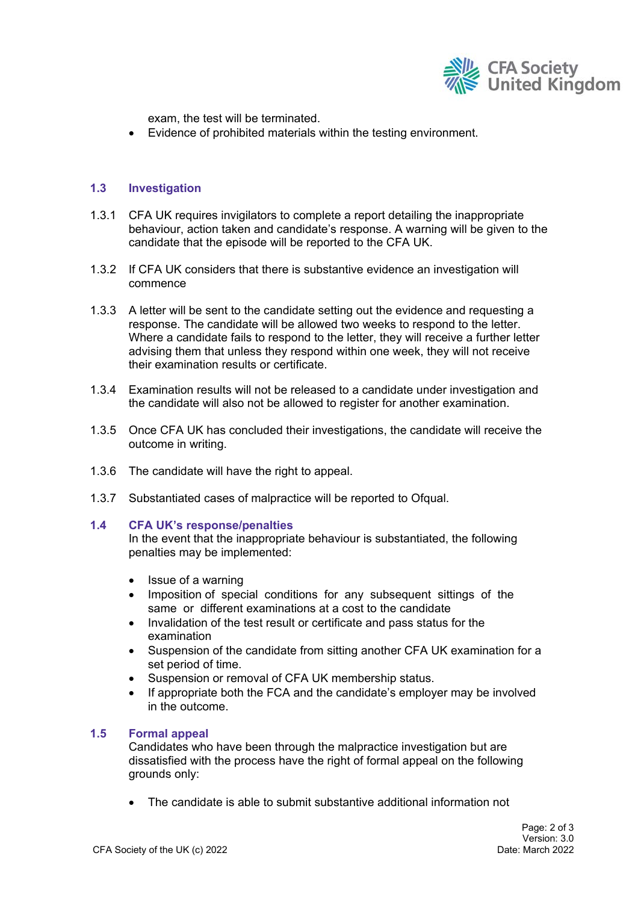exam, the test will be terminated.
- Evidence of prohibited materials within the testing environment.

### 1.3 Investigation

1.3.1 CFA UK requires invigilators to complete a report detailing the inappropriate behaviour, action taken and candidate's response. A warning will be given to the candidate that the episode will be reported to the CFA UK.

1.3.2 If CFA UK considers that there is substantive evidence an investigation will commence

1.3.3 A letter will be sent to the candidate setting out the evidence and requesting a response. The candidate will be allowed two weeks to respond to the letter. Where a candidate fails to respond to the letter, they will receive a further letter advising them that unless they respond within one week, they will not receive their examination results or certificate.

1.3.4 Examination results will not be released to a candidate under investigation and the candidate will also not be allowed to register for another examination.

1.3.5 Once CFA UK has concluded their investigations, the candidate will receive the outcome in writing.

1.3.6 The candidate will have the right to appeal.

1.3.7 Substantiated cases of malpractice will be reported to Ofqual.

### 1.4 CFA UK's response/penalties

In the event that the inappropriate behaviour is substantiated, the following penalties may be implemented:

- Issue of a warning
- Imposition of special conditions for any subsequent sittings of the same or different examinations at a cost to the candidate
- Invalidation of the test result or certificate and pass status for the examination
- Suspension of the candidate from sitting another CFA UK examination for a set period of time.
- Suspension or removal of CFA UK membership status.
- If appropriate both the FCA and the candidate's employer may be involved in the outcome.

### 1.5 Formal appeal

Candidates who have been through the malpractice investigation but are dissatisfied with the process have the right of formal appeal on the following grounds only:

- The candidate is able to submit substantive additional information not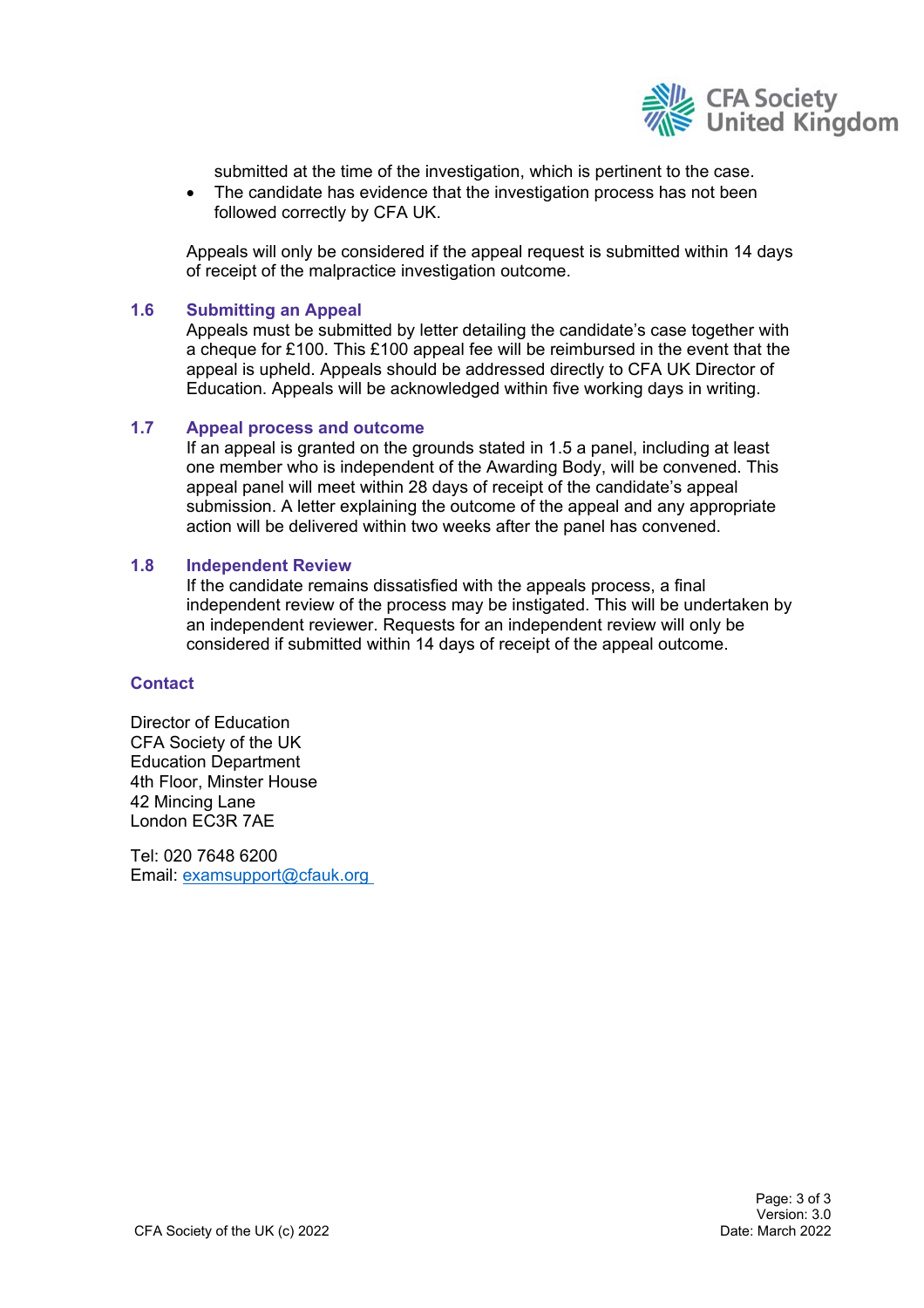submitted at the time of the investigation, which is pertinent to the case.

- The candidate has evidence that the investigation process has not been followed correctly by CFA UK.

Appeals will only be considered if the appeal request is submitted within 14 days of receipt of the malpractice investigation outcome.

### 1.6 Submitting an Appeal

Appeals must be submitted by letter detailing the candidate's case together with a cheque for £100. This £100 appeal fee will be reimbursed in the event that the appeal is upheld. Appeals should be addressed directly to CFA UK Director of Education. Appeals will be acknowledged within five working days in writing.

### 1.7 Appeal process and outcome

If an appeal is granted on the grounds stated in 1.5 a panel, including at least one member who is independent of the Awarding Body, will be convened. This appeal panel will meet within 28 days of receipt of the candidate's appeal submission. A letter explaining the outcome of the appeal and any appropriate action will be delivered within two weeks after the panel has convened.

### 1.8 Independent Review

If the candidate remains dissatisfied with the appeals process, a final independent review of the process may be instigated. This will be undertaken by an independent reviewer. Requests for an independent review will only be considered if submitted within 14 days of receipt of the appeal outcome.

## Contact

Director of Education
CFA Society of the UK
Education Department
4th Floor, Minster House
42 Mincing Lane
London EC3R 7AE

Tel: 020 7648 6200
Email: examsupport@cfauk.org